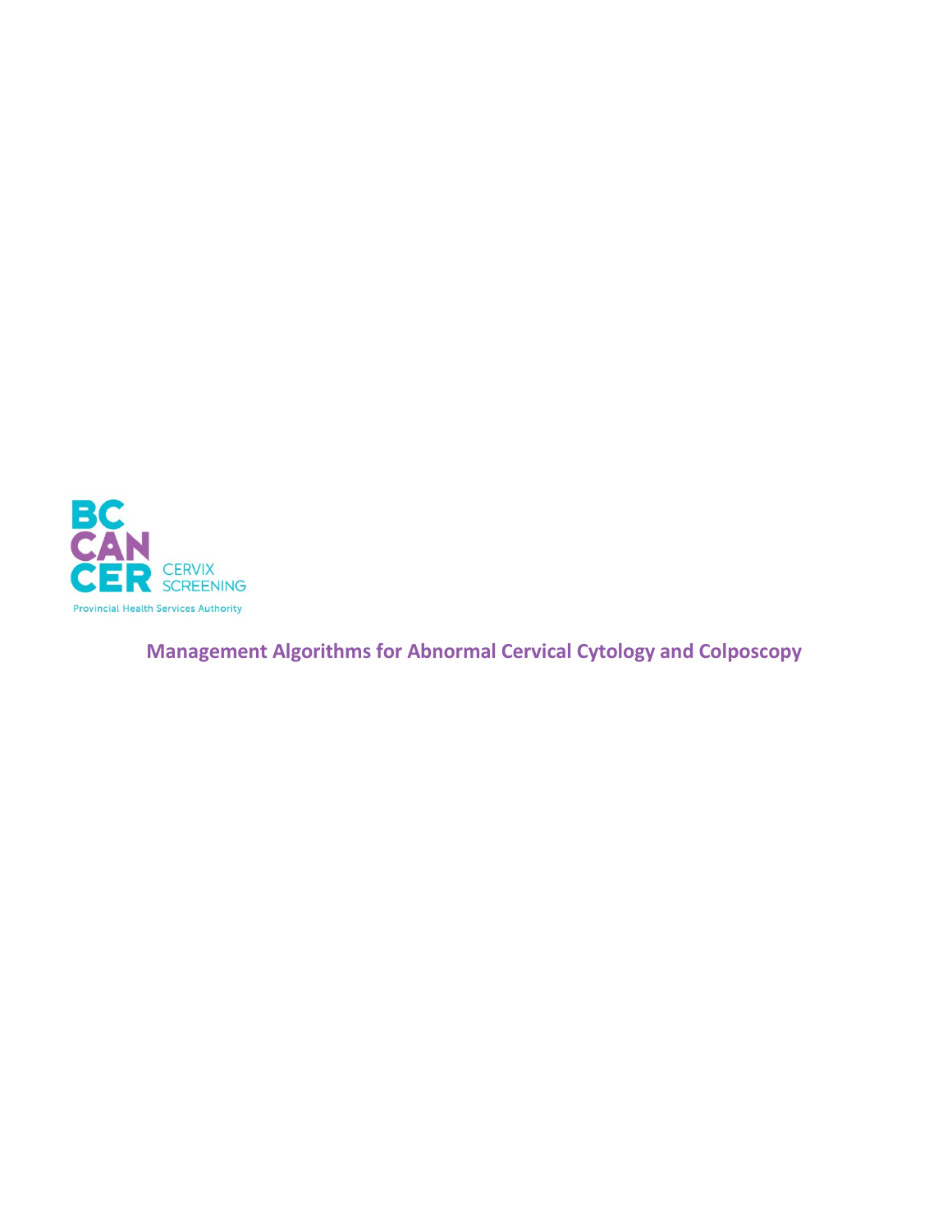BC CANCER CERVIX SCREENING

Provincial Health Services Authority

# Management Algorithms for Abnormal Cervical Cytology and Colposcopy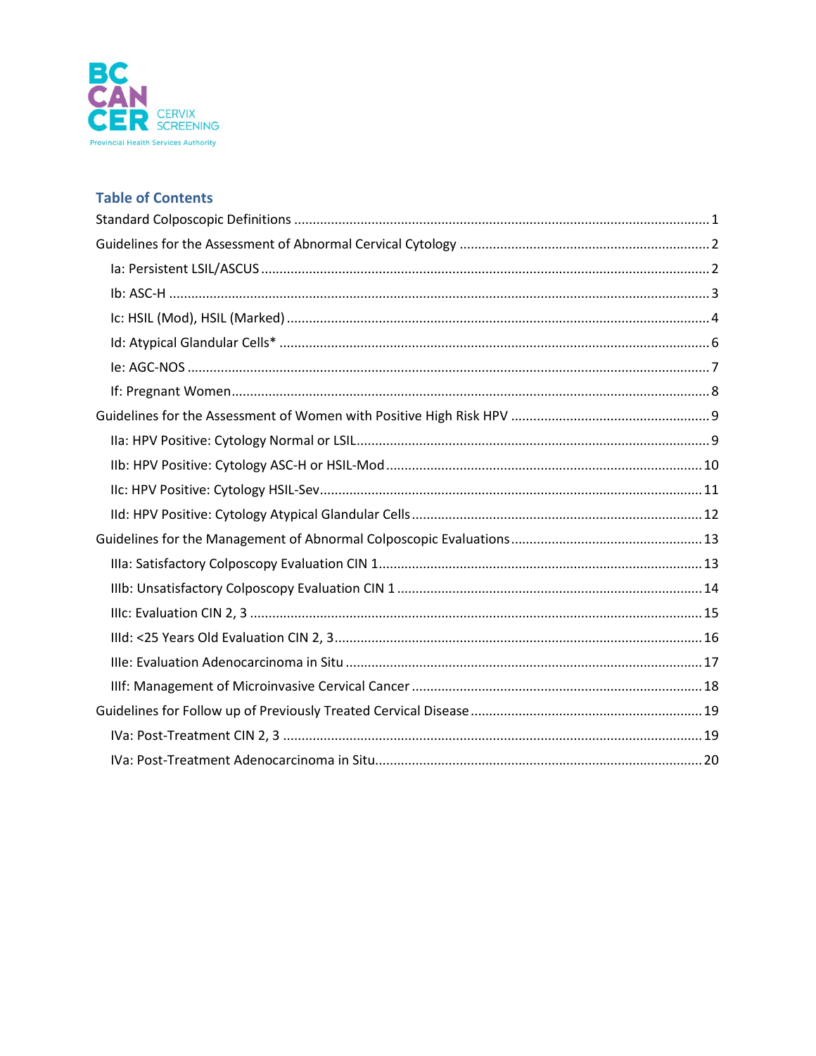BC CANCER CERVIX SCREENING
Provincial Health Services Authority

## Table of Contents

- Standard Colposcopic Definitions ..... 1
- Guidelines for the Assessment of Abnormal Cervical Cytology ..... 2
  - Ia: Persistent LSIL/ASCUS ..... 2
  - Ib: ASC-H ..... 3
  - Ic: HSIL (Mod), HSIL (Marked) ..... 4
  - Id: Atypical Glandular Cells* ..... 6
  - Ie: AGC-NOS ..... 7
  - If: Pregnant Women ..... 8
- Guidelines for the Assessment of Women with Positive High Risk HPV ..... 9
  - IIa: HPV Positive: Cytology Normal or LSIL ..... 9
  - IIb: HPV Positive: Cytology ASC-H or HSIL-Mod ..... 10
  - IIc: HPV Positive: Cytology HSIL-Sev ..... 11
  - IId: HPV Positive: Cytology Atypical Glandular Cells ..... 12
- Guidelines for the Management of Abnormal Colposcopic Evaluations ..... 13
  - IIIa: Satisfactory Colposcopy Evaluation CIN 1 ..... 13
  - IIIb: Unsatisfactory Colposcopy Evaluation CIN 1 ..... 14
  - IIIc: Evaluation CIN 2, 3 ..... 15
  - IIId: <25 Years Old Evaluation CIN 2, 3 ..... 16
  - IIIe: Evaluation Adenocarcinoma in Situ ..... 17
  - IIIf: Management of Microinvasive Cervical Cancer ..... 18
- Guidelines for Follow up of Previously Treated Cervical Disease ..... 19
  - IVa: Post-Treatment CIN 2, 3 ..... 19
  - IVa: Post-Treatment Adenocarcinoma in Situ ..... 20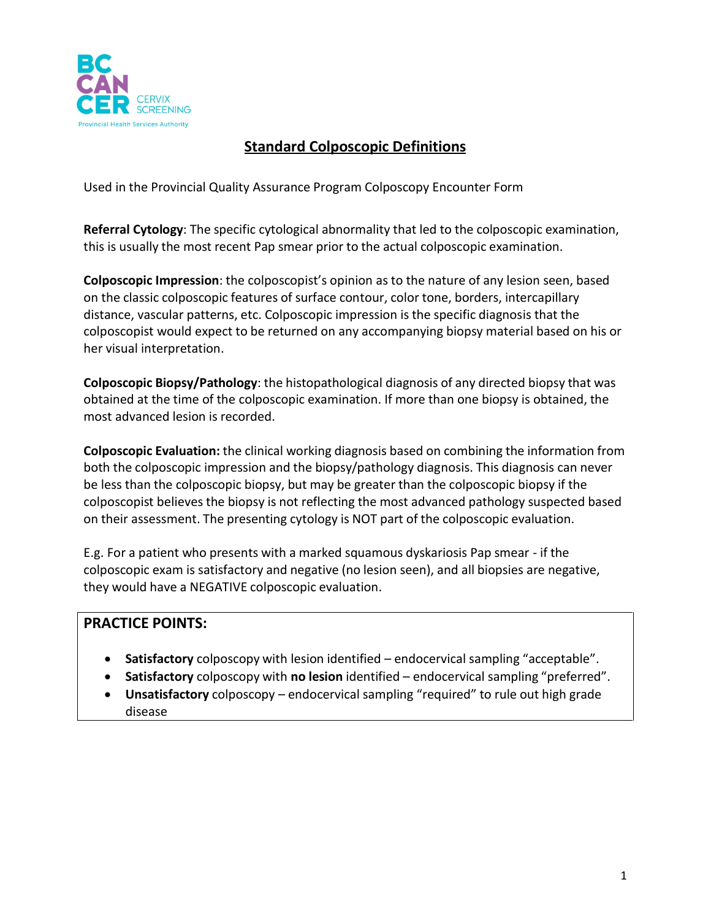BC CANCER CERVIX SCREENING
Provincial Health Services Authority

# Standard Colposcopic Definitions

Used in the Provincial Quality Assurance Program Colposcopy Encounter Form

**Referral Cytology**: The specific cytological abnormality that led to the colposcopic examination, this is usually the most recent Pap smear prior to the actual colposcopic examination.

**Colposcopic Impression**: the colposcopist's opinion as to the nature of any lesion seen, based on the classic colposcopic features of surface contour, color tone, borders, intercapillary distance, vascular patterns, etc. Colposcopic impression is the specific diagnosis that the colposcopist would expect to be returned on any accompanying biopsy material based on his or her visual interpretation.

**Colposcopic Biopsy/Pathology**: the histopathological diagnosis of any directed biopsy that was obtained at the time of the colposcopic examination. If more than one biopsy is obtained, the most advanced lesion is recorded.

**Colposcopic Evaluation:** the clinical working diagnosis based on combining the information from both the colposcopic impression and the biopsy/pathology diagnosis. This diagnosis can never be less than the colposcopic biopsy, but may be greater than the colposcopic biopsy if the colposcopist believes the biopsy is not reflecting the most advanced pathology suspected based on their assessment. The presenting cytology is NOT part of the colposcopic evaluation.

E.g. For a patient who presents with a marked squamous dyskariosis Pap smear - if the colposcopic exam is satisfactory and negative (no lesion seen), and all biopsies are negative, they would have a NEGATIVE colposcopic evaluation.

## PRACTICE POINTS:

- **Satisfactory** colposcopy with lesion identified – endocervical sampling "acceptable".
- **Satisfactory** colposcopy with **no lesion** identified – endocervical sampling "preferred".
- **Unsatisfactory** colposcopy – endocervical sampling "required" to rule out high grade disease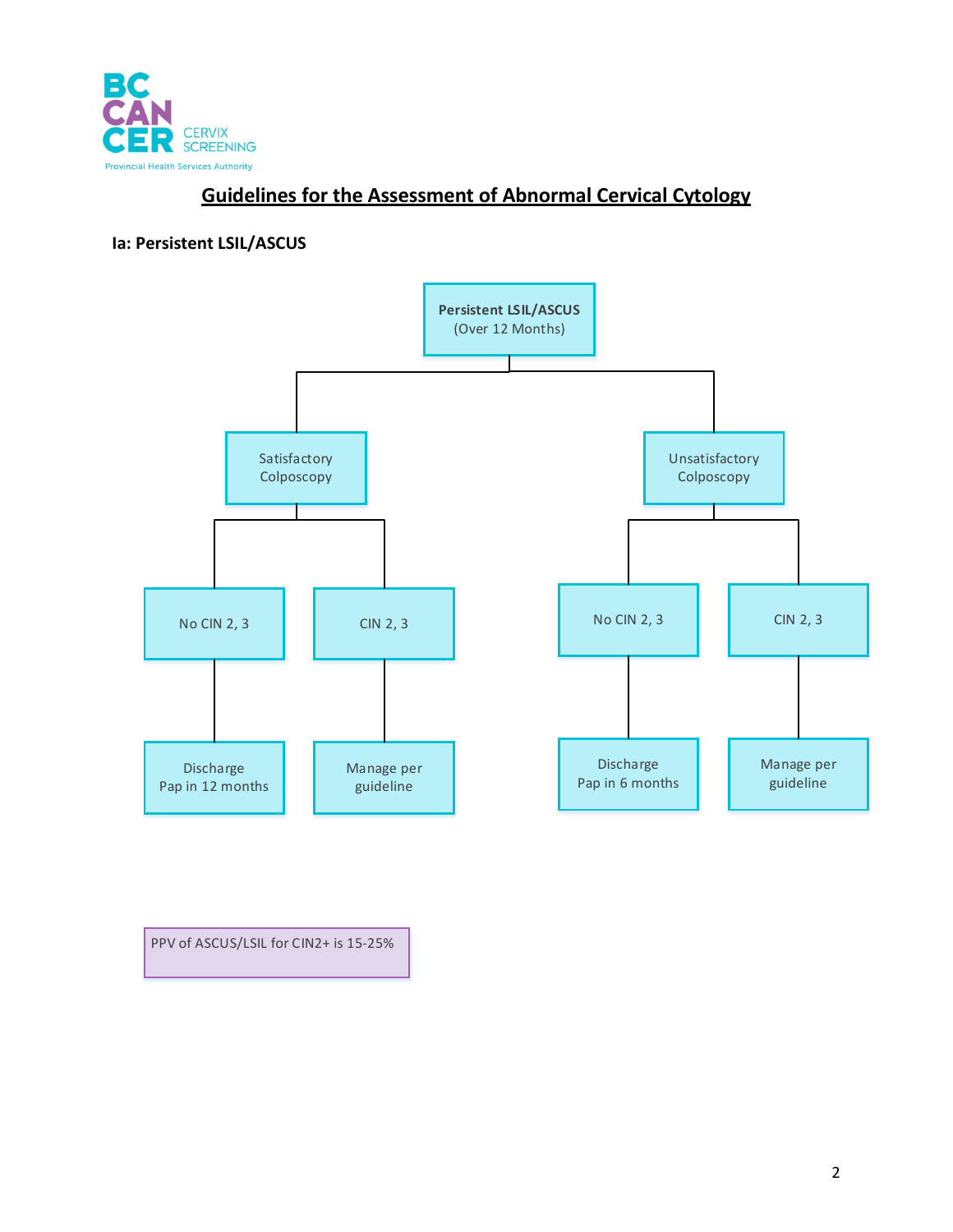BC CANCER CERVIX SCREENING
Provincial Health Services Authority

# Guidelines for the Assessment of Abnormal Cervical Cytology

## Ia: Persistent LSIL/ASCUS

**Persistent LSIL/ASCUS** (Over 12 Months)

- Satisfactory Colposcopy
  - No CIN 2, 3 → Discharge, Pap in 12 months
  - CIN 2, 3 → Manage per guideline
- Unsatisfactory Colposcopy
  - No CIN 2, 3 → Discharge, Pap in 6 months
  - CIN 2, 3 → Manage per guideline

PPV of ASCUS/LSIL for CIN2+ is 15-25%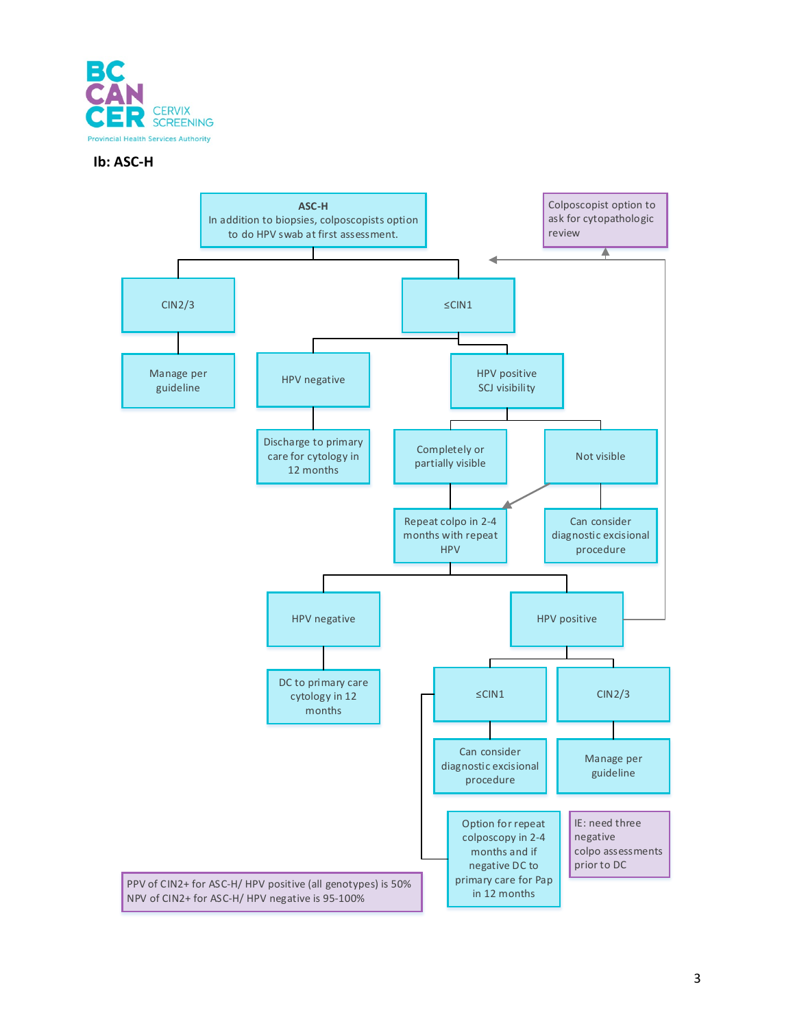## Ib: ASC-H

**ASC-H**
In addition to biopsies, colposcopists option to do HPV swab at first assessment.

Colposcopist option to ask for cytopathologic review

- CIN2/3
  - Manage per guideline
- ≤CIN1
  - HPV negative
    - Discharge to primary care for cytology in 12 months
  - HPV positive SCJ visibility
    - Completely or partially visible
      - Repeat colpo in 2-4 months with repeat HPV
    - Not visible
      - Can consider diagnostic excisional procedure
      - (or) Repeat colpo in 2-4 months with repeat HPV

Repeat colpo in 2-4 months with repeat HPV:

- HPV negative
  - DC to primary care cytology in 12 months
- HPV positive (option: colposcopist to ask for cytopathologic review)
  - ≤CIN1
    - Can consider diagnostic excisional procedure
    - Option for repeat colposcopy in 2-4 months and if negative DC to primary care for Pap in 12 months
  - CIN2/3
    - Manage per guideline

IE: need three negative colpo assessments prior to DC

PPV of CIN2+ for ASC-H/ HPV positive (all genotypes) is 50%
NPV of CIN2+ for ASC-H/ HPV negative is 95-100%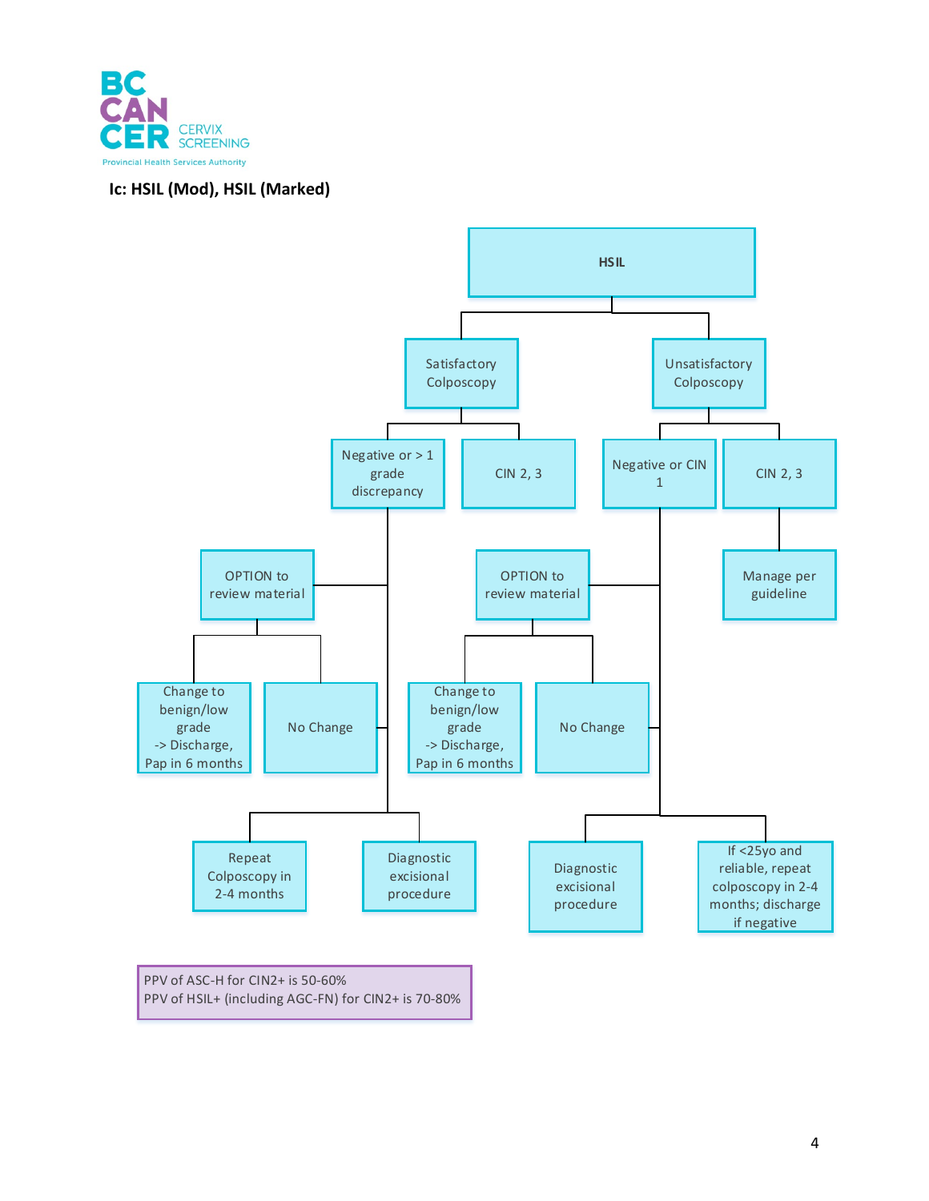## Ic: HSIL (Mod), HSIL (Marked)

- **HSIL**
  - Satisfactory Colposcopy
    - Negative or > 1 grade discrepancy
      - OPTION to review material
        - Change to benign/low grade -> Discharge, Pap in 6 months
        - No Change
          - Repeat Colposcopy in 2-4 months
          - Diagnostic excisional procedure
    - CIN 2, 3
  - Unsatisfactory Colposcopy
    - Negative or CIN 1
      - OPTION to review material
        - Change to benign/low grade -> Discharge, Pap in 6 months
        - No Change
          - Diagnostic excisional procedure
          - If <25yo and reliable, repeat colposcopy in 2-4 months; discharge if negative
    - CIN 2, 3
      - Manage per guideline

PPV of ASC-H for CIN2+ is 50-60%
PPV of HSIL+ (including AGC-FN) for CIN2+ is 70-80%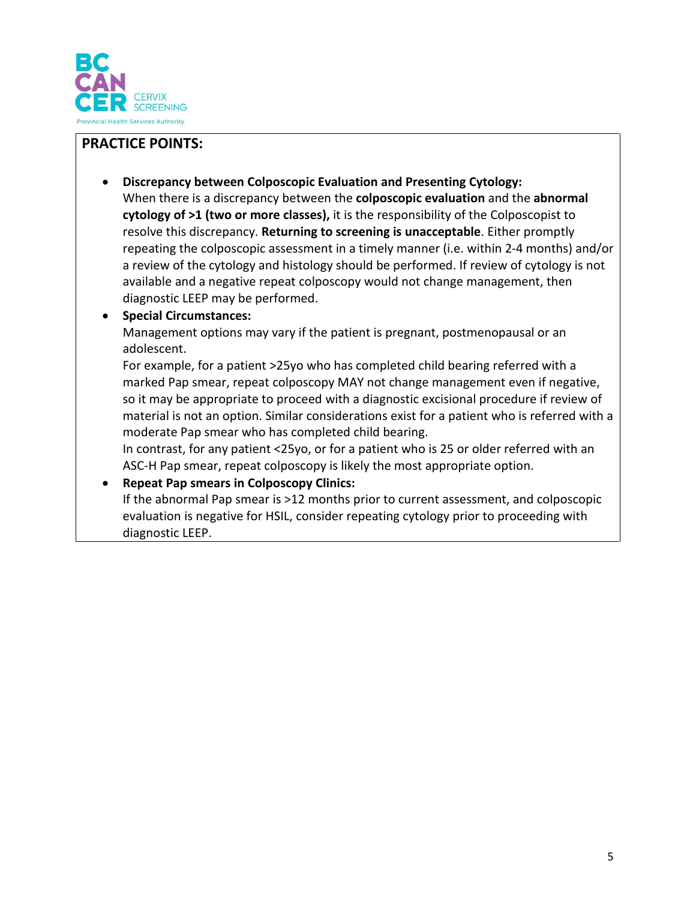## PRACTICE POINTS:

- **Discrepancy between Colposcopic Evaluation and Presenting Cytology:**
  When there is a discrepancy between the **colposcopic evaluation** and the **abnormal cytology of >1 (two or more classes),** it is the responsibility of the Colposcopist to resolve this discrepancy. **Returning to screening is unacceptable**. Either promptly repeating the colposcopic assessment in a timely manner (i.e. within 2-4 months) and/or a review of the cytology and histology should be performed. If review of cytology is not available and a negative repeat colposcopy would not change management, then diagnostic LEEP may be performed.
- **Special Circumstances:**
  Management options may vary if the patient is pregnant, postmenopausal or an adolescent.
  For example, for a patient >25yo who has completed child bearing referred with a marked Pap smear, repeat colposcopy MAY not change management even if negative, so it may be appropriate to proceed with a diagnostic excisional procedure if review of material is not an option. Similar considerations exist for a patient who is referred with a moderate Pap smear who has completed child bearing.
  In contrast, for any patient <25yo, or for a patient who is 25 or older referred with an ASC-H Pap smear, repeat colposcopy is likely the most appropriate option.
- **Repeat Pap smears in Colposcopy Clinics:**
  If the abnormal Pap smear is >12 months prior to current assessment, and colposcopic evaluation is negative for HSIL, consider repeating cytology prior to proceeding with diagnostic LEEP.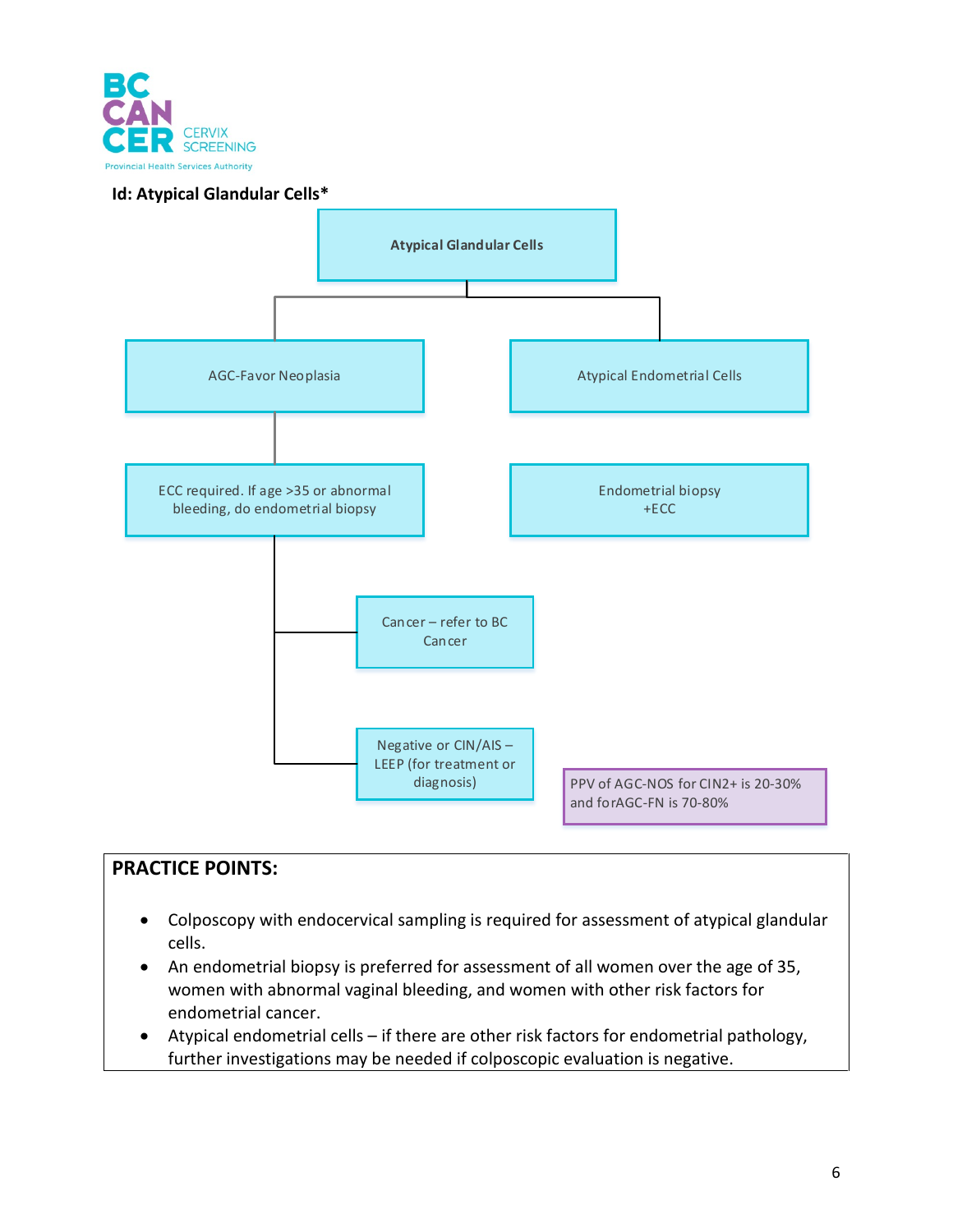**Id: Atypical Glandular Cells***

Atypical Glandular Cells

- AGC-Favor Neoplasia
  - ECC required. If age >35 or abnormal bleeding, do endometrial biopsy
    - Cancer – refer to BC Cancer
    - Negative or CIN/AIS – LEEP (for treatment or diagnosis)
- Atypical Endometrial Cells
  - Endometrial biopsy +ECC

PPV of AGC-NOS for CIN2+ is 20-30% and forAGC-FN is 70-80%

## PRACTICE POINTS:

- Colposcopy with endocervical sampling is required for assessment of atypical glandular cells.
- An endometrial biopsy is preferred for assessment of all women over the age of 35, women with abnormal vaginal bleeding, and women with other risk factors for endometrial cancer.
- Atypical endometrial cells – if there are other risk factors for endometrial pathology, further investigations may be needed if colposcopic evaluation is negative.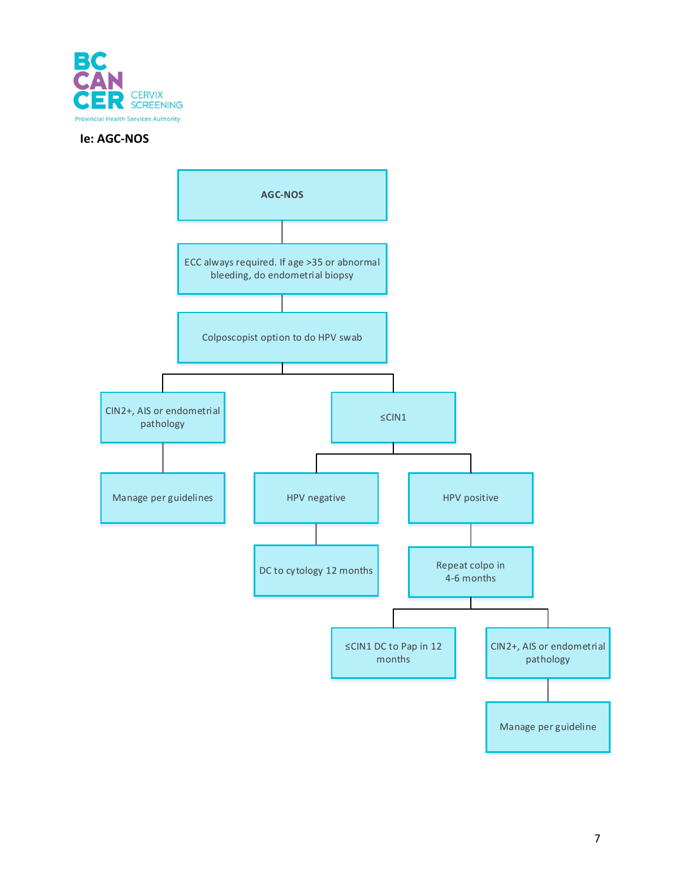## Ie: AGC-NOS

- AGC-NOS
  - ECC always required. If age >35 or abnormal bleeding, do endometrial biopsy
    - Colposcopist option to do HPV swab
      - CIN2+, AIS or endometrial pathology
        - Manage per guidelines
      - ≤CIN1
        - HPV negative
          - DC to cytology 12 months
        - HPV positive
          - Repeat colpo in 4-6 months
            - ≤CIN1 DC to Pap in 12 months
            - CIN2+, AIS or endometrial pathology
              - Manage per guideline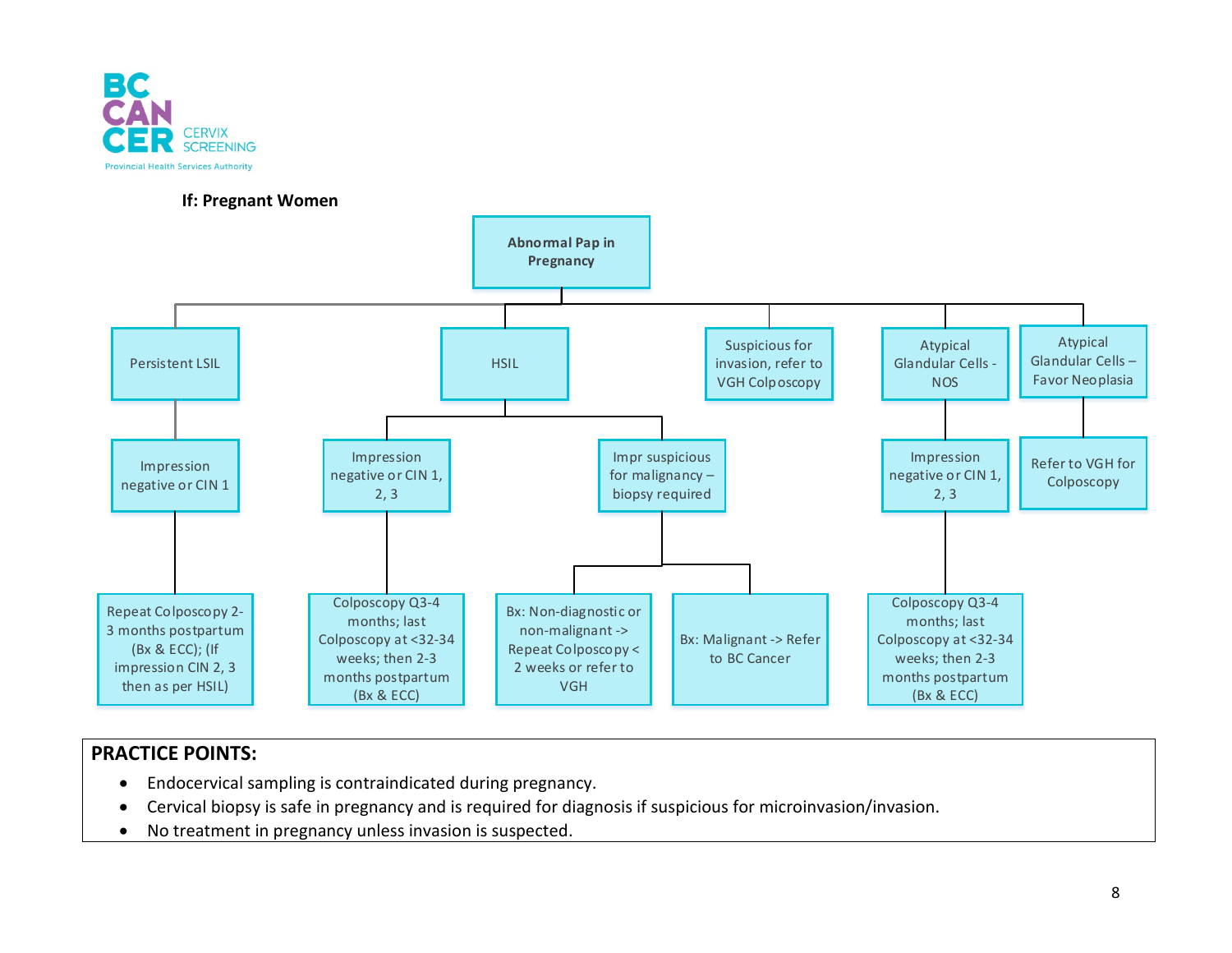**If: Pregnant Women**

**Abnormal Pap in Pregnancy**

- **Persistent LSIL**
  - Impression negative or CIN 1
    - Repeat Colposcopy 2-3 months postpartum (Bx & ECC); (If impression CIN 2, 3 then as per HSIL)
- **HSIL**
  - Impression negative or CIN 1, 2, 3
    - Colposcopy Q3-4 months; last Colposcopy at <32-34 weeks; then 2-3 months postpartum (Bx & ECC)
  - Impr suspicious for malignancy – biopsy required
    - Bx: Non-diagnostic or non-malignant -> Repeat Colposcopy < 2 weeks or refer to VGH
    - Bx: Malignant -> Refer to BC Cancer
- **Suspicious for invasion, refer to VGH Colposcopy**
- **Atypical Glandular Cells - NOS**
  - Impression negative or CIN 1, 2, 3
    - Colposcopy Q3-4 months; last Colposcopy at <32-34 weeks; then 2-3 months postpartum (Bx & ECC)
- **Atypical Glandular Cells – Favor Neoplasia**
  - Refer to VGH for Colposcopy

**PRACTICE POINTS:**

- Endocervical sampling is contraindicated during pregnancy.
- Cervical biopsy is safe in pregnancy and is required for diagnosis if suspicious for microinvasion/invasion.
- No treatment in pregnancy unless invasion is suspected.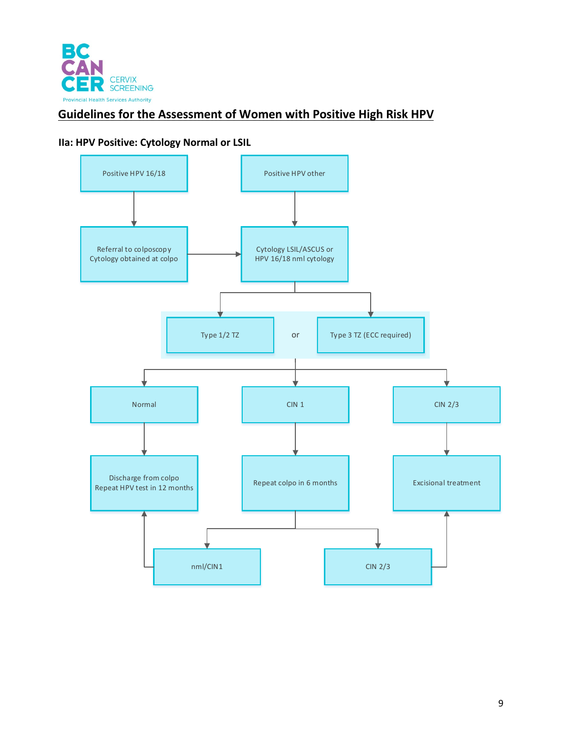BC CANCER CERVIX SCREENING
Provincial Health Services Authority

# Guidelines for the Assessment of Women with Positive High Risk HPV

## IIa: HPV Positive: Cytology Normal or LSIL

Positive HPV 16/18

Positive HPV other

Referral to colposcopy
Cytology obtained at colpo

Cytology LSIL/ASCUS or
HPV 16/18 nml cytology

Type 1/2 TZ

or

Type 3 TZ (ECC required)

Normal

CIN 1

CIN 2/3

Discharge from colpo
Repeat HPV test in 12 months

Repeat colpo in 6 months

Excisional treatment

nml/CIN1

CIN 2/3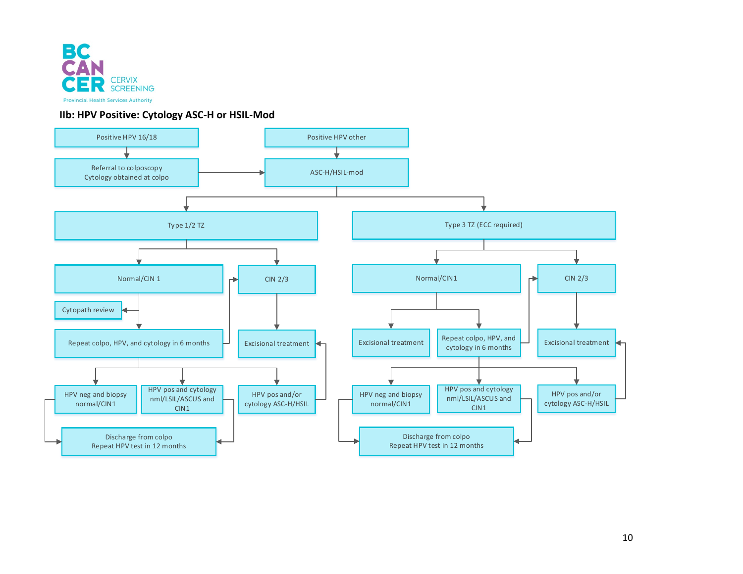BC CANCER CERVIX SCREENING

Provincial Health Services Authority

## IIb: HPV Positive: Cytology ASC-H or HSIL-Mod

- Positive HPV 16/18
  - Referral to colposcopy
    Cytology obtained at colpo
    - → ASC-H/HSIL-mod
- Positive HPV other
  - ASC-H/HSIL-mod
    - Type 1/2 TZ
      - Normal/CIN 1
        - Cytopath review
        - Repeat colpo, HPV, and cytology in 6 months
          - → CIN 2/3
          - HPV neg and biopsy normal/CIN1
            - → Discharge from colpo
              Repeat HPV test in 12 months
          - HPV pos and cytology nml/LSIL/ASCUS and CIN1
            - → Discharge from colpo
              Repeat HPV test in 12 months
          - HPV pos and/or cytology ASC-H/HSIL
            - → Excisional treatment
      - CIN 2/3
        - Excisional treatment
    - Type 3 TZ (ECC required)
      - Normal/CIN1
        - Excisional treatment
        - Repeat colpo, HPV, and cytology in 6 months
          - → CIN 2/3
          - HPV neg and biopsy normal/CIN1
            - → Discharge from colpo
              Repeat HPV test in 12 months
          - HPV pos and cytology nml/LSIL/ASCUS and CIN1
            - → Discharge from colpo
              Repeat HPV test in 12 months
          - HPV pos and/or cytology ASC-H/HSIL
            - → Excisional treatment
      - CIN 2/3
        - Excisional treatment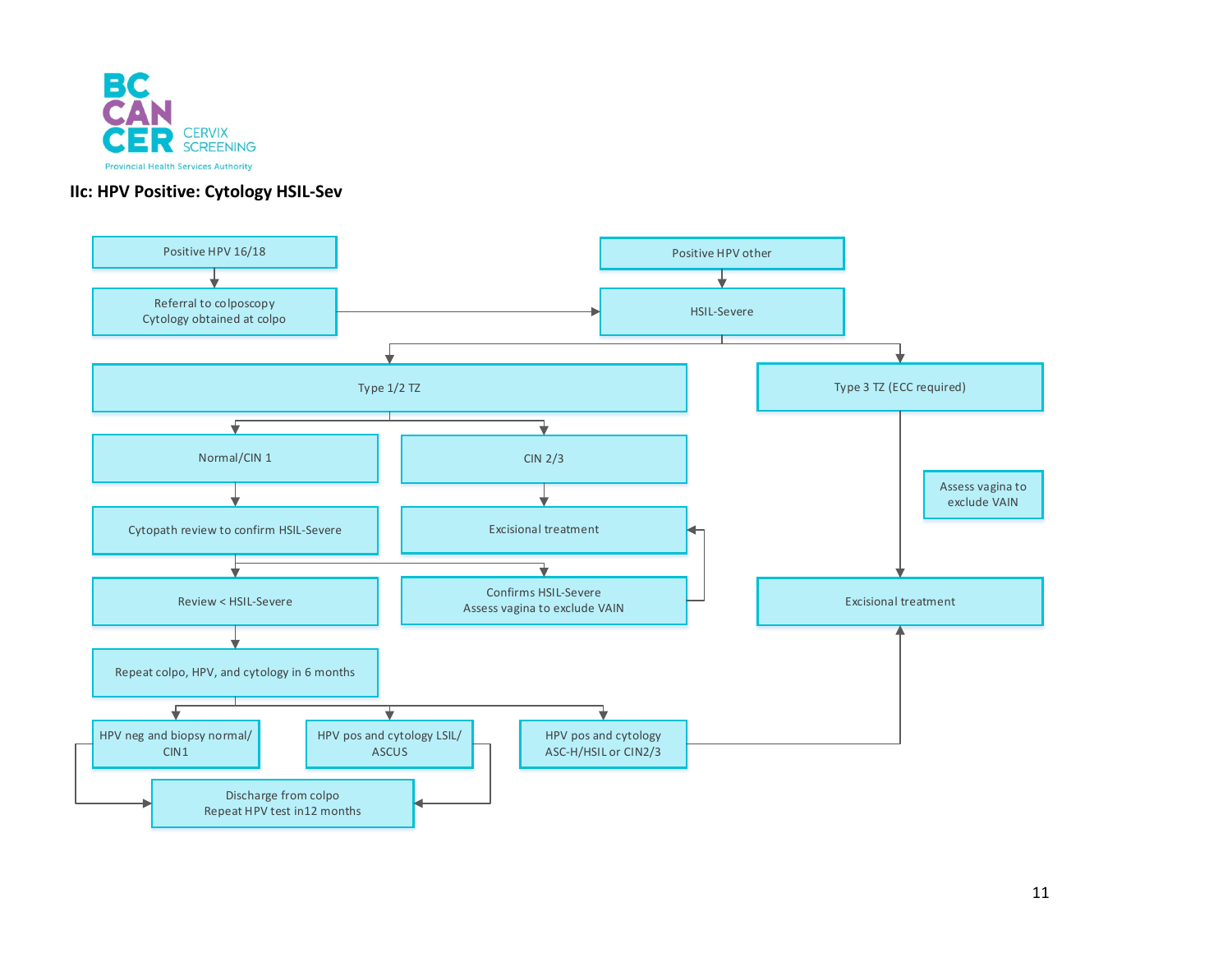BC CANCER CERVIX SCREENING

Provincial Health Services Authority

### IIc: HPV Positive: Cytology HSIL-Sev

- Positive HPV 16/18
  - Referral to colposcopy
    Cytology obtained at colpo
    - → HSIL-Severe
- Positive HPV other
  - HSIL-Severe
    - Type 1/2 TZ
      - Normal/CIN 1
        - Cytopath review to confirm HSIL-Severe
          - Review < HSIL-Severe
            - Repeat colpo, HPV, and cytology in 6 months
              - HPV neg and biopsy normal/ CIN1 → Discharge from colpo
                Repeat HPV test in12 months
              - HPV pos and cytology LSIL/ ASCUS → Discharge from colpo
                Repeat HPV test in12 months
              - HPV pos and cytology ASC-H/HSIL or CIN2/3 → Excisional treatment
          - Confirms HSIL-Severe
            Assess vagina to exclude VAIN → Excisional treatment
      - CIN 2/3
        - Excisional treatment
    - Type 3 TZ (ECC required)
      - Excisional treatment

Assess vagina to exclude VAIN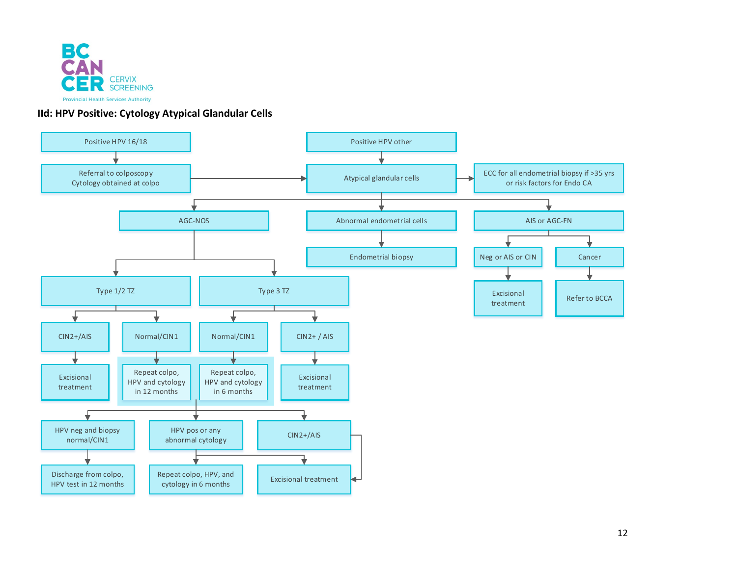## IId: HPV Positive: Cytology Atypical Glandular Cells

- Positive HPV 16/18
  - Referral to colposcopy. Cytology obtained at colpo → Atypical glandular cells
- Positive HPV other
  - Atypical glandular cells → ECC for all endometrial biopsy if >35 yrs or risk factors for Endo CA
    - AGC-NOS
      - Type 1/2 TZ
        - CIN2+/AIS → Excisional treatment
        - Normal/CIN1 → Repeat colpo, HPV and cytology in 12 months
      - Type 3 TZ
        - Normal/CIN1 → Repeat colpo, HPV and cytology in 6 months
        - CIN2+ / AIS → Excisional treatment
      - Outcomes of repeat colpo, HPV and cytology:
        - HPV neg and biopsy normal/CIN1 → Discharge from colpo, HPV test in 12 months
        - HPV pos or any abnormal cytology → Repeat colpo, HPV, and cytology in 6 months; Excisional treatment
        - CIN2+/AIS → Excisional treatment
    - Abnormal endometrial cells → Endometrial biopsy
    - AIS or AGC-FN
      - Neg or AIS or CIN → Excisional treatment
      - Cancer → Refer to BCCA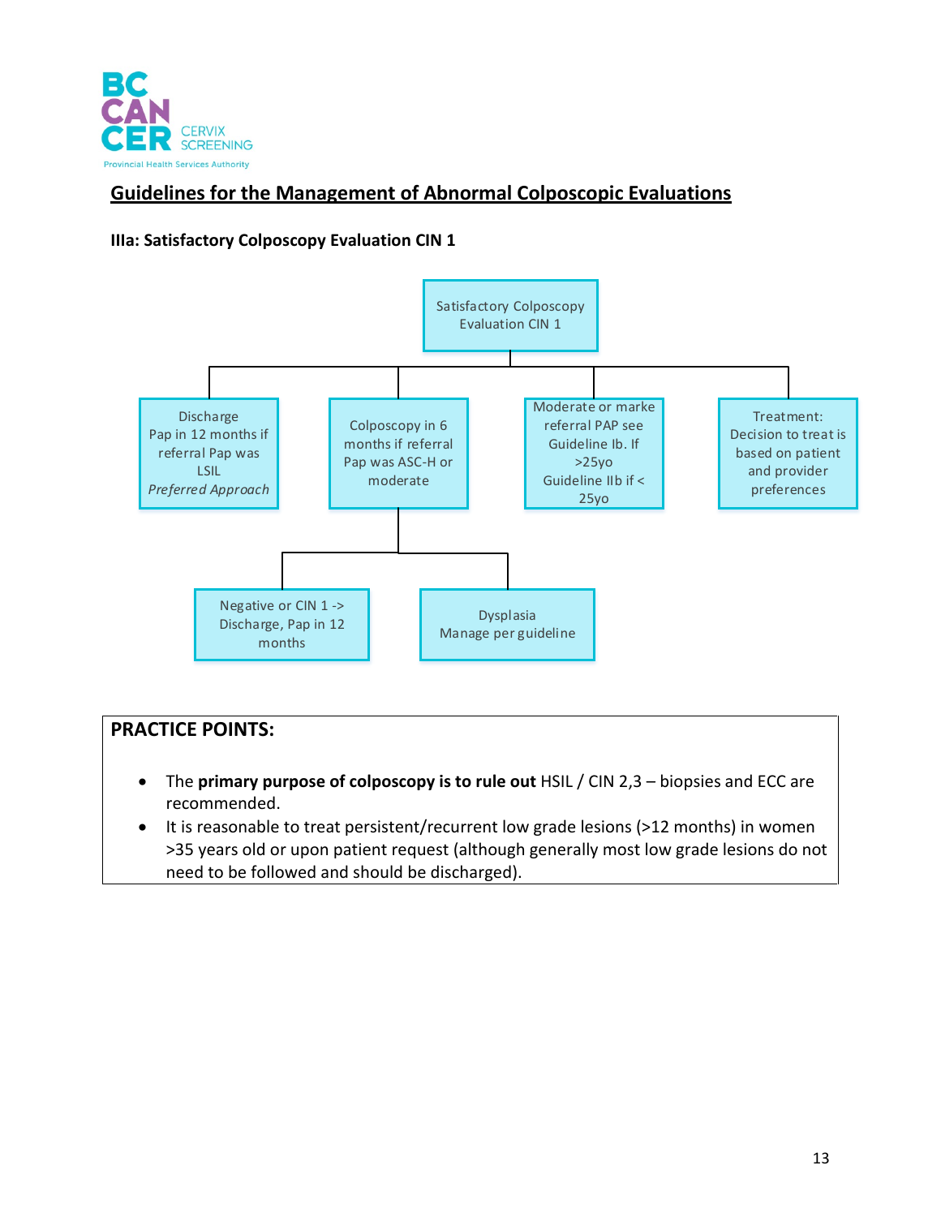BC CANCER CERVIX SCREENING
Provincial Health Services Authority

## Guidelines for the Management of Abnormal Colposcopic Evaluations

### IIIa: Satisfactory Colposcopy Evaluation CIN 1

Satisfactory Colposcopy Evaluation CIN 1

- Discharge Pap in 12 months if referral Pap was LSIL *Preferred Approach*
- Colposcopy in 6 months if referral Pap was ASC-H or moderate
  - Negative or CIN 1 -> Discharge, Pap in 12 months
  - Dysplasia Manage per guideline
- Moderate or marke referral PAP see Guideline Ib. If >25yo Guideline IIb if < 25yo
- Treatment: Decision to treat is based on patient and provider preferences

**PRACTICE POINTS:**

- The **primary purpose of colposcopy is to rule out** HSIL / CIN 2,3 – biopsies and ECC are recommended.
- It is reasonable to treat persistent/recurrent low grade lesions (>12 months) in women >35 years old or upon patient request (although generally most low grade lesions do not need to be followed and should be discharged).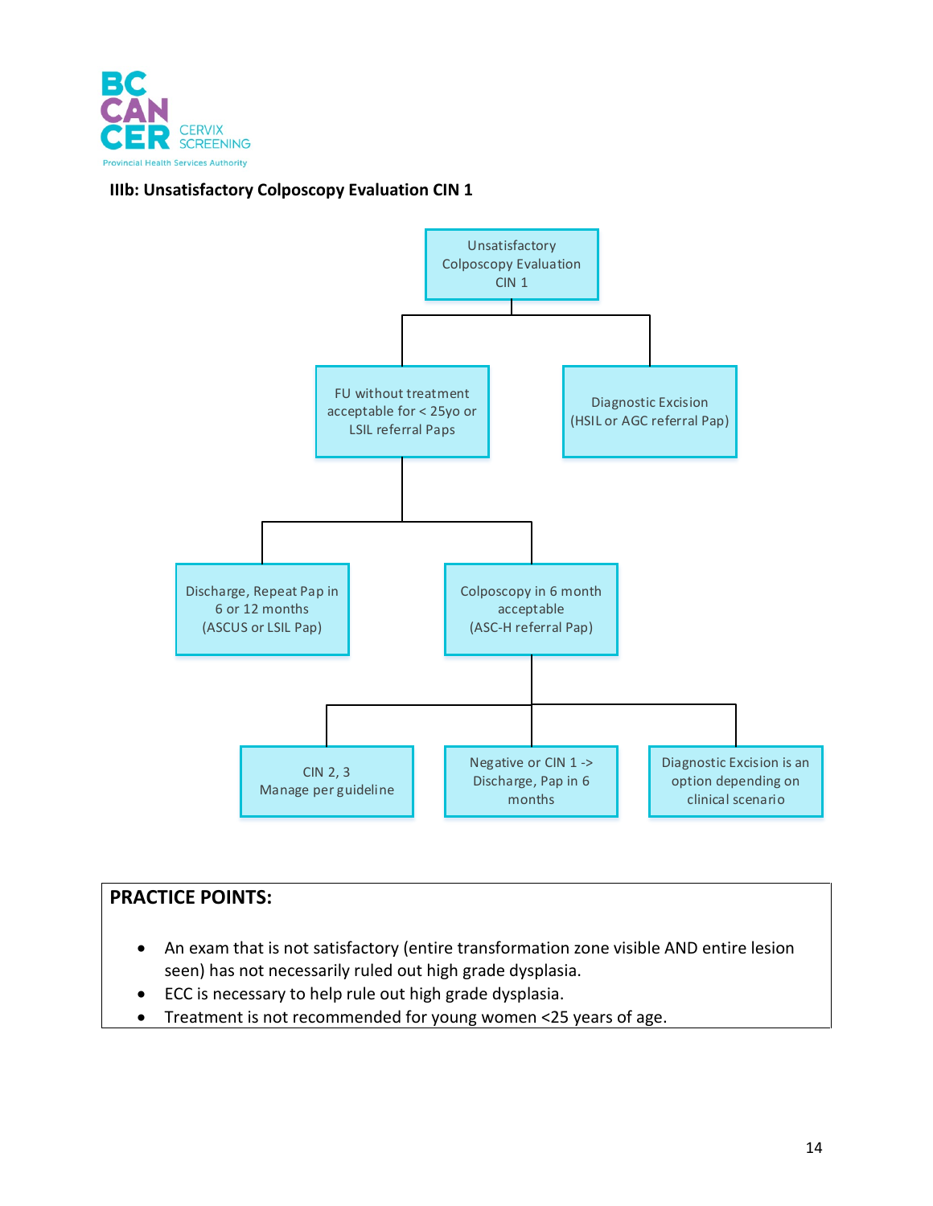BC CANCER CERVIX SCREENING
Provincial Health Services Authority

### IIIb: Unsatisfactory Colposcopy Evaluation CIN 1

- Unsatisfactory Colposcopy Evaluation CIN 1
  - FU without treatment acceptable for < 25yo or LSIL referral Paps
    - Discharge, Repeat Pap in 6 or 12 months (ASCUS or LSIL Pap)
    - Colposcopy in 6 month acceptable (ASC-H referral Pap)
      - CIN 2, 3 Manage per guideline
      - Negative or CIN 1 -> Discharge, Pap in 6 months
      - Diagnostic Excision is an option depending on clinical scenario
  - Diagnostic Excision (HSIL or AGC referral Pap)

**PRACTICE POINTS:**

- An exam that is not satisfactory (entire transformation zone visible AND entire lesion seen) has not necessarily ruled out high grade dysplasia.
- ECC is necessary to help rule out high grade dysplasia.
- Treatment is not recommended for young women <25 years of age.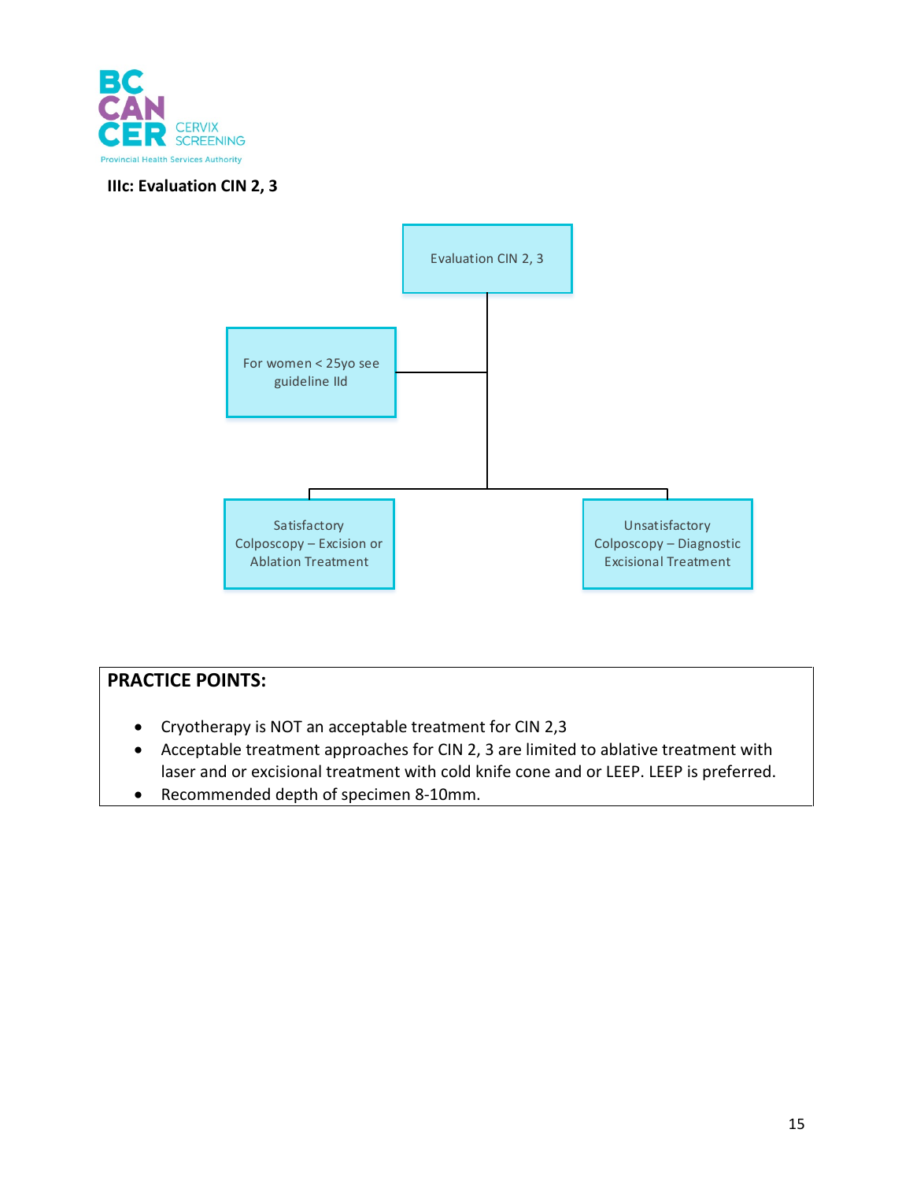### IIIc: Evaluation CIN 2, 3

Evaluation CIN 2, 3

For women < 25yo see guideline IId

Satisfactory Colposcopy – Excision or Ablation Treatment

Unsatisfactory Colposcopy – Diagnostic Excisional Treatment

**PRACTICE POINTS:**

- Cryotherapy is NOT an acceptable treatment for CIN 2,3
- Acceptable treatment approaches for CIN 2, 3 are limited to ablative treatment with laser and or excisional treatment with cold knife cone and or LEEP. LEEP is preferred.
- Recommended depth of specimen 8-10mm.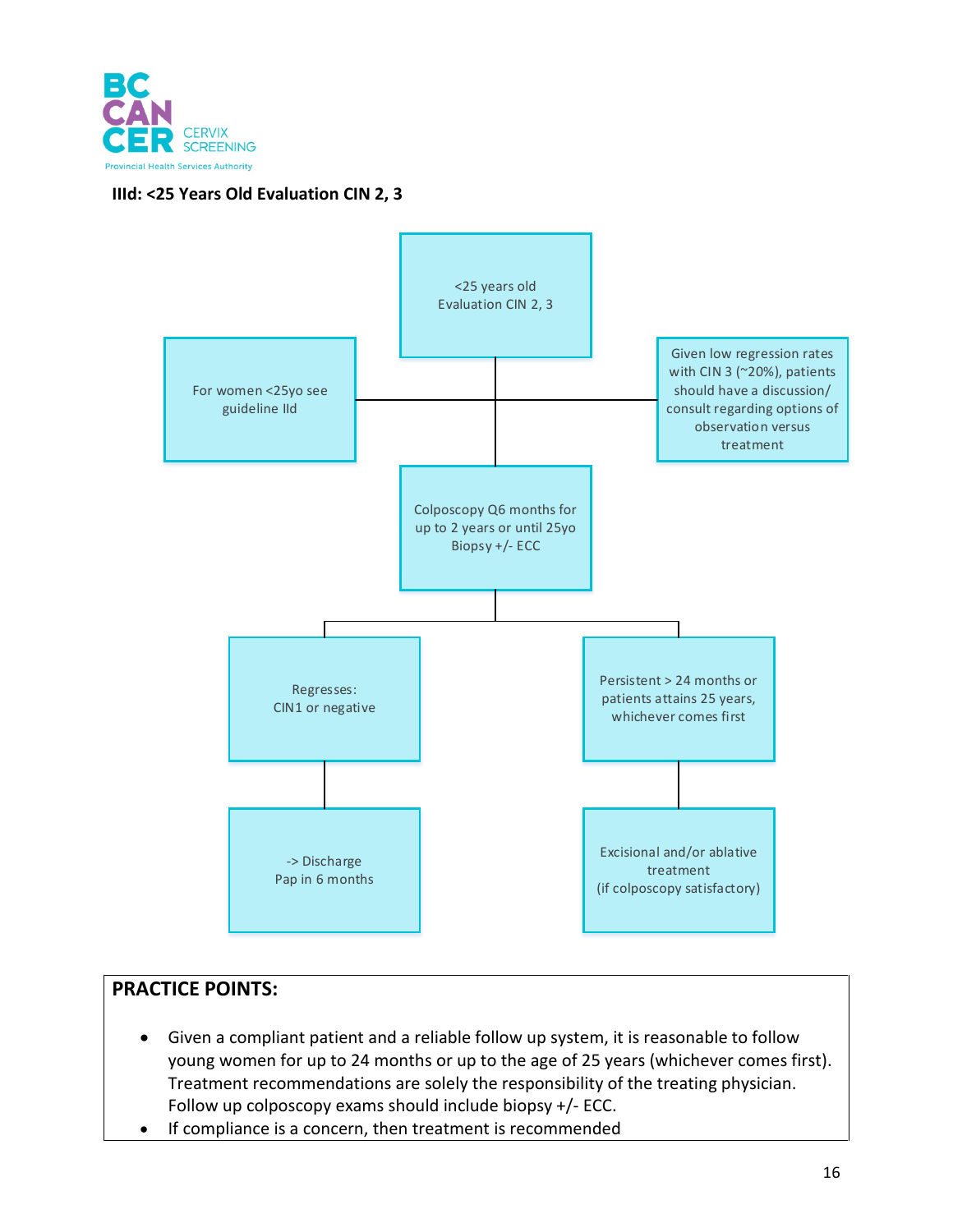### IIId: <25 Years Old Evaluation CIN 2, 3

<25 years old
Evaluation CIN 2, 3

For women <25yo see guideline IId

Given low regression rates with CIN 3 (~20%), patients should have a discussion/ consult regarding options of observation versus treatment

Colposcopy Q6 months for up to 2 years or until 25yo
Biopsy +/- ECC

Regresses:
CIN1 or negative

-> Discharge
Pap in 6 months

Persistent > 24 months or patients attains 25 years, whichever comes first

Excisional and/or ablative treatment
(if colposcopy satisfactory)

**PRACTICE POINTS:**

- Given a compliant patient and a reliable follow up system, it is reasonable to follow young women for up to 24 months or up to the age of 25 years (whichever comes first). Treatment recommendations are solely the responsibility of the treating physician. Follow up colposcopy exams should include biopsy +/- ECC.
- If compliance is a concern, then treatment is recommended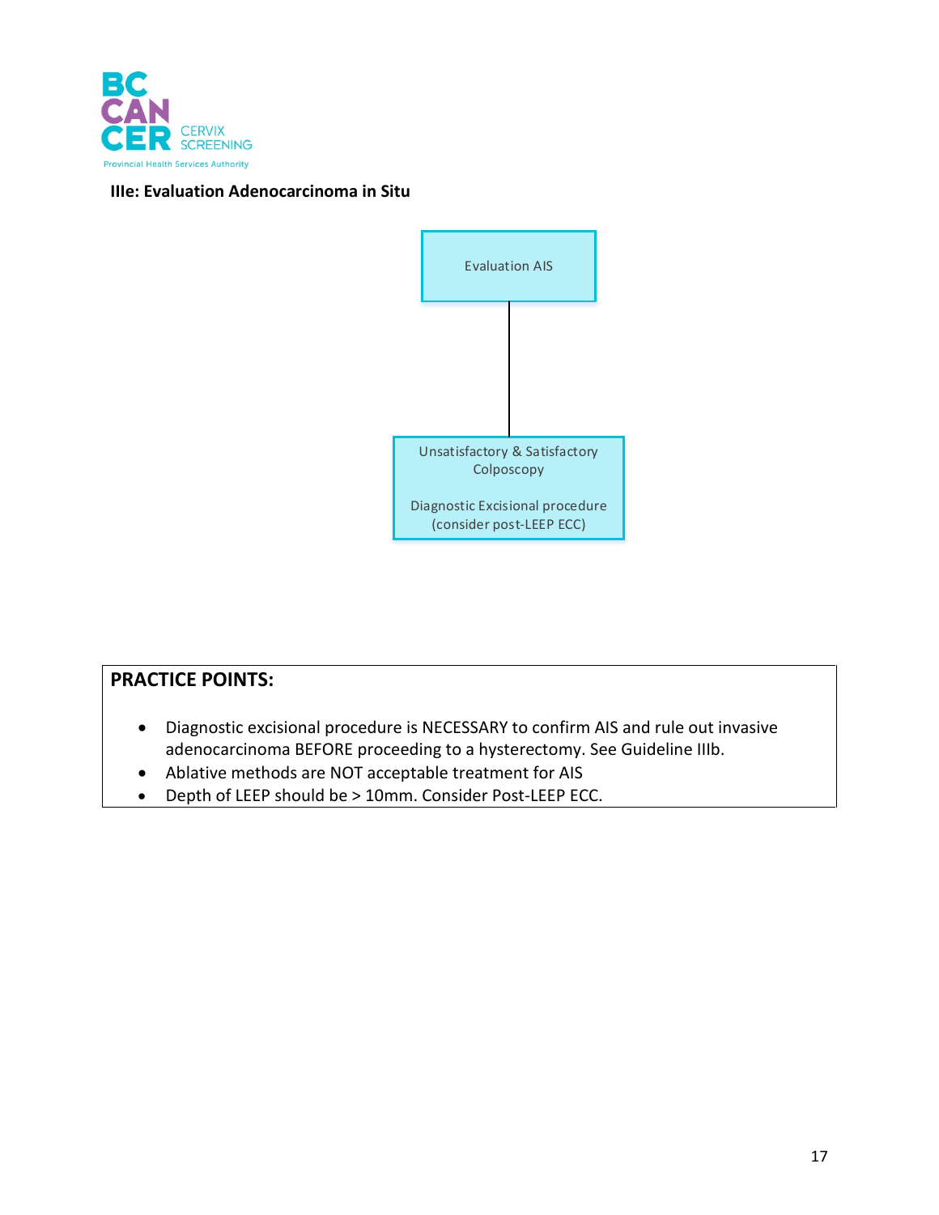### IIIe: Evaluation Adenocarcinoma in Situ

Evaluation AIS

↓

Unsatisfactory & Satisfactory Colposcopy

Diagnostic Excisional procedure (consider post-LEEP ECC)

**PRACTICE POINTS:**

- Diagnostic excisional procedure is NECESSARY to confirm AIS and rule out invasive adenocarcinoma BEFORE proceeding to a hysterectomy. See Guideline IIIb.
- Ablative methods are NOT acceptable treatment for AIS
- Depth of LEEP should be > 10mm. Consider Post-LEEP ECC.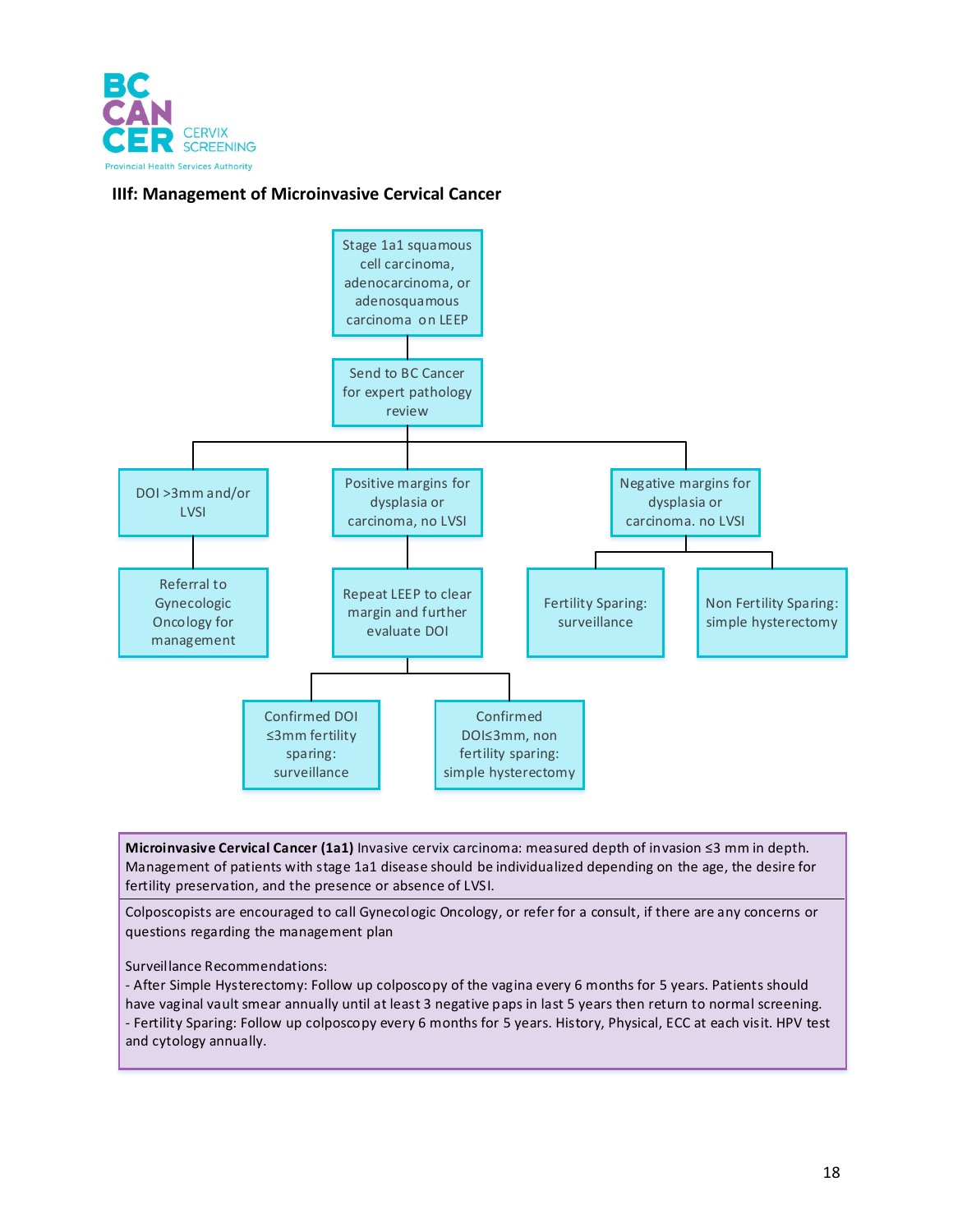### IIIf: Management of Microinvasive Cervical Cancer

Stage 1a1 squamous cell carcinoma, adenocarcinoma, or adenosquamous carcinoma on LEEP

→ Send to BC Cancer for expert pathology review

- DOI >3mm and/or LVSI
  - → Referral to Gynecologic Oncology for management
- Positive margins for dysplasia or carcinoma, no LVSI
  - → Repeat LEEP to clear margin and further evaluate DOI
    - → Confirmed DOI ≤3mm fertility sparing: surveillance
    - → Confirmed DOI≤3mm, non fertility sparing: simple hysterectomy
- Negative margins for dysplasia or carcinoma. no LVSI
  - → Fertility Sparing: surveillance
  - → Non Fertility Sparing: simple hysterectomy

**Microinvasive Cervical Cancer (1a1)** Invasive cervix carcinoma: measured depth of invasion ≤3 mm in depth. Management of patients with stage 1a1 disease should be individualized depending on the age, the desire for fertility preservation, and the presence or absence of LVSI.

Colposcopists are encouraged to call Gynecologic Oncology, or refer for a consult, if there are any concerns or questions regarding the management plan

Surveillance Recommendations:

- After Simple Hysterectomy: Follow up colposcopy of the vagina every 6 months for 5 years. Patients should have vaginal vault smear annually until at least 3 negative paps in last 5 years then return to normal screening.
- Fertility Sparing: Follow up colposcopy every 6 months for 5 years. History, Physical, ECC at each visit. HPV test and cytology annually.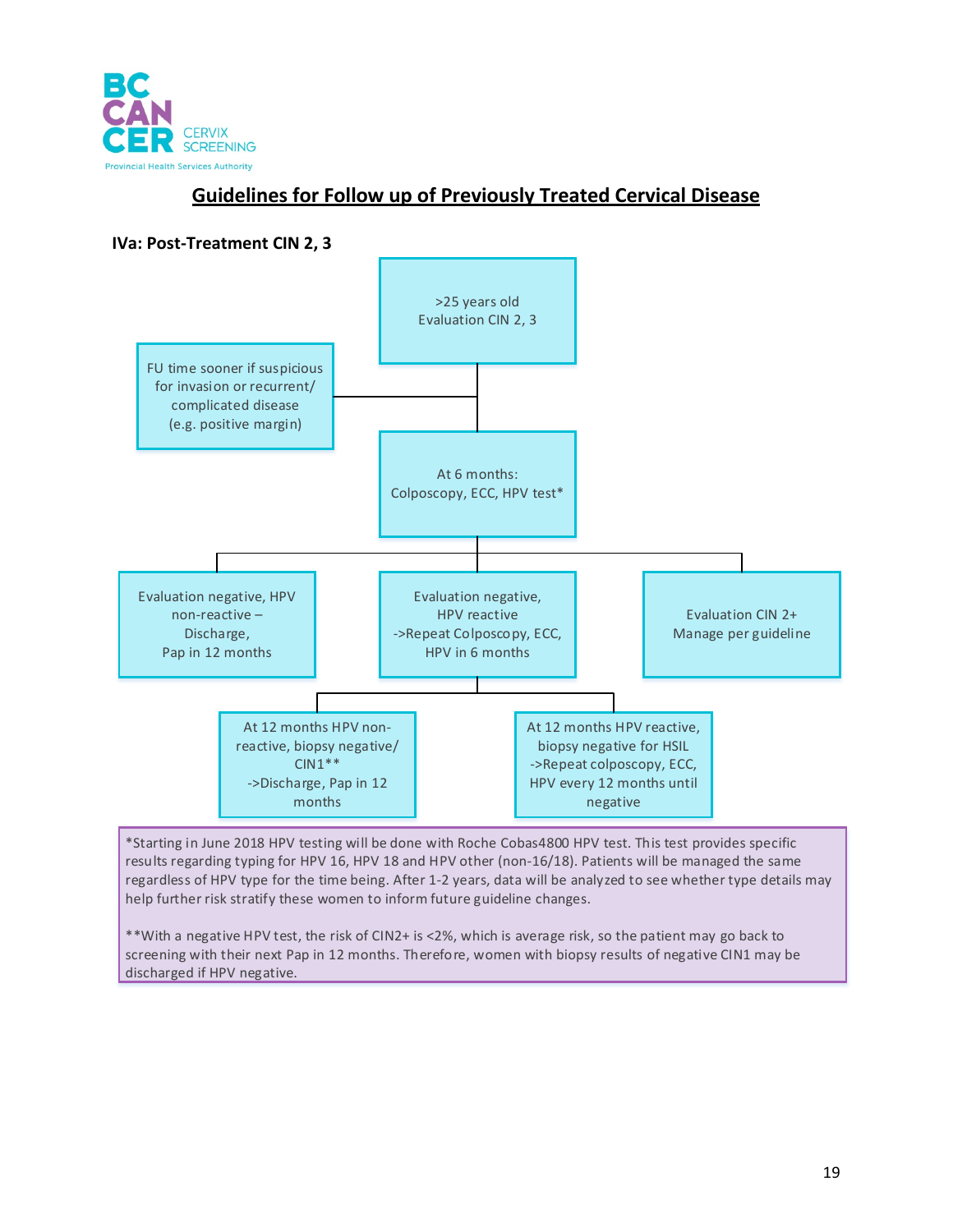BC CANCER CERVIX SCREENING
Provincial Health Services Authority

## Guidelines for Follow up of Previously Treated Cervical Disease

### IVa: Post-Treatment CIN 2, 3

>25 years old
Evaluation CIN 2, 3

FU time sooner if suspicious for invasion or recurrent/ complicated disease (e.g. positive margin)

At 6 months:
Colposcopy, ECC, HPV test*

Evaluation negative, HPV non-reactive – Discharge, Pap in 12 months

Evaluation negative, HPV reactive ->Repeat Colposcopy, ECC, HPV in 6 months

Evaluation CIN 2+ Manage per guideline

At 12 months HPV non-reactive, biopsy negative/ CIN1** ->Discharge, Pap in 12 months

At 12 months HPV reactive, biopsy negative for HSIL ->Repeat colposcopy, ECC, HPV every 12 months until negative

*Starting in June 2018 HPV testing will be done with Roche Cobas4800 HPV test. This test provides specific results regarding typing for HPV 16, HPV 18 and HPV other (non-16/18). Patients will be managed the same regardless of HPV type for the time being. After 1-2 years, data will be analyzed to see whether type details may help further risk stratify these women to inform future guideline changes.

**With a negative HPV test, the risk of CIN2+ is <2%, which is average risk, so the patient may go back to screening with their next Pap in 12 months. Therefore, women with biopsy results of negative CIN1 may be discharged if HPV negative.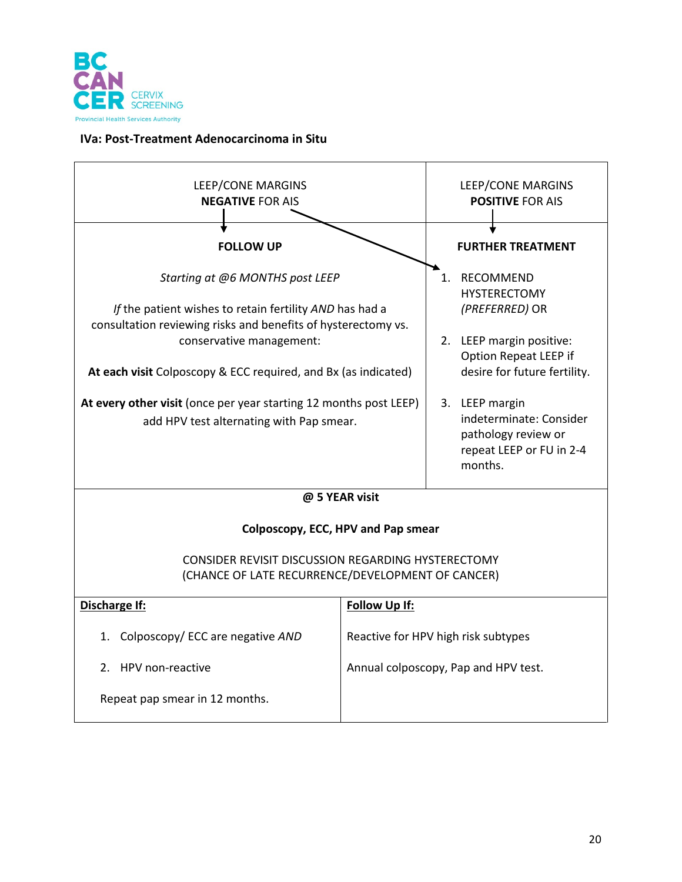**IVa: Post-Treatment Adenocarcinoma in Situ**

| LEEP/CONE MARGINS **NEGATIVE** FOR AIS | LEEP/CONE MARGINS **POSITIVE** FOR AIS |
|---|---|
| ↓ **FOLLOW UP**<br><br>*Starting at @6 MONTHS post LEEP*<br><br>*If* the patient wishes to retain fertility *AND* has had a consultation reviewing risks and benefits of hysterectomy vs. conservative management:<br><br>**At each visit** Colposcopy & ECC required, and Bx (as indicated)<br><br>**At every other visit** (once per year starting 12 months post LEEP) add HPV test alternating with Pap smear. | ↓ **FURTHER TREATMENT**<br><br>1. RECOMMEND HYSTERECTOMY *(PREFERRED)* OR<br>2. LEEP margin positive: Option Repeat LEEP if desire for future fertility.<br>3. LEEP margin indeterminate: Consider pathology review or repeat LEEP or FU in 2-4 months. |

**@ 5 YEAR visit**

**Colposcopy, ECC, HPV and Pap smear**

CONSIDER REVISIT DISCUSSION REGARDING HYSTERECTOMY (CHANCE OF LATE RECURRENCE/DEVELOPMENT OF CANCER)

| **Discharge If:** | **Follow Up If:** |
|---|---|
| 1. Colposcopy/ ECC are negative *AND*<br>2. HPV non-reactive<br><br>Repeat pap smear in 12 months. | Reactive for HPV high risk subtypes<br><br>Annual colposcopy, Pap and HPV test. |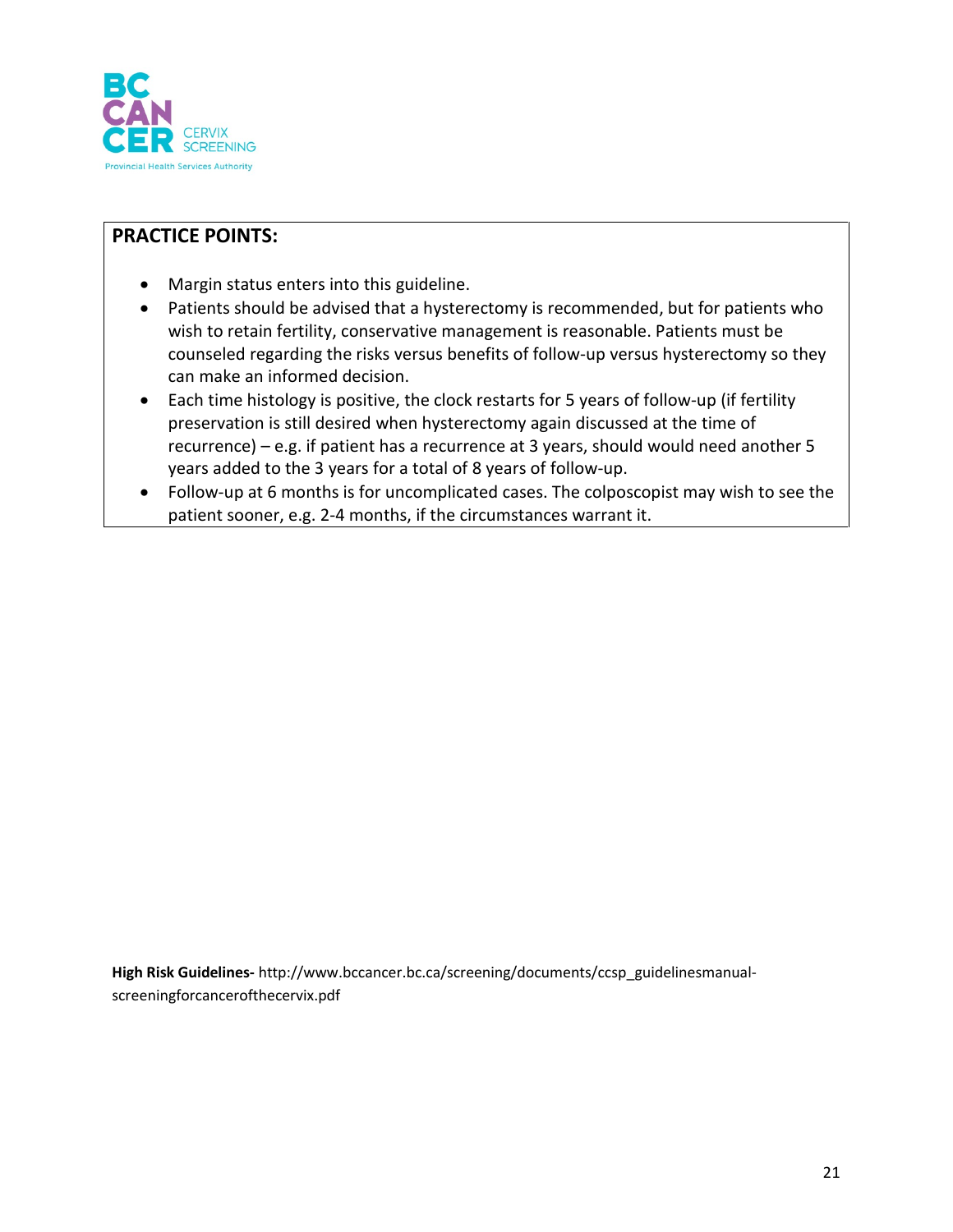**PRACTICE POINTS:**

- Margin status enters into this guideline.
- Patients should be advised that a hysterectomy is recommended, but for patients who wish to retain fertility, conservative management is reasonable. Patients must be counseled regarding the risks versus benefits of follow-up versus hysterectomy so they can make an informed decision.
- Each time histology is positive, the clock restarts for 5 years of follow-up (if fertility preservation is still desired when hysterectomy again discussed at the time of recurrence) – e.g. if patient has a recurrence at 3 years, should would need another 5 years added to the 3 years for a total of 8 years of follow-up.
- Follow-up at 6 months is for uncomplicated cases. The colposcopist may wish to see the patient sooner, e.g. 2-4 months, if the circumstances warrant it.

**High Risk Guidelines-** http://www.bccancer.bc.ca/screening/documents/ccsp_guidelinesmanual-screeningforcancerofthecervix.pdf